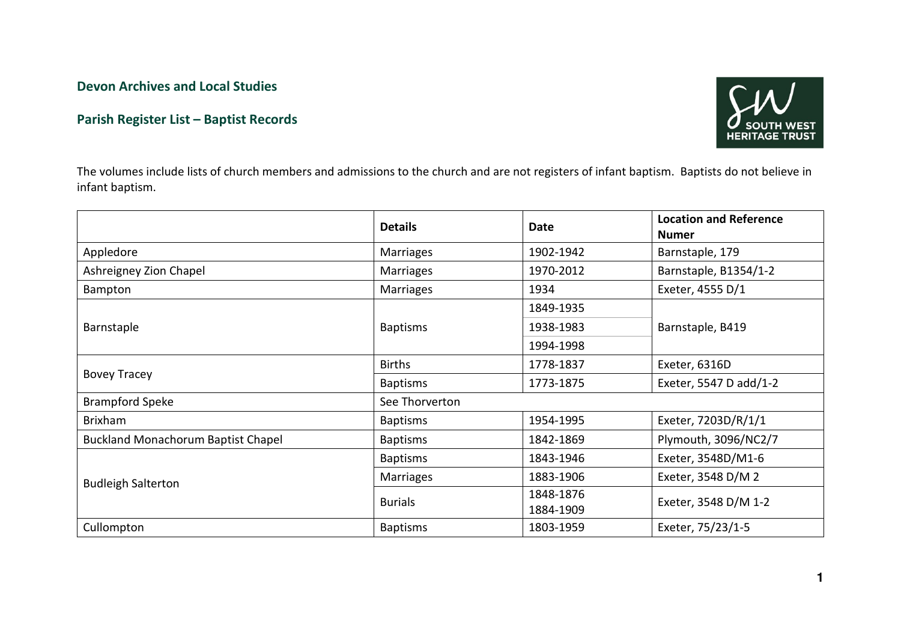**Devon Archives and Local Studies**

**Parish Register List – Baptist Records**

The volumes include lists of church members and admissions to the church and are not registers of infant baptism. Baptists do not believe in infant baptism.

| | Details | Date | Location and Reference Numer |
|---|---|---|---|
| Appledore | Marriages | 1902-1942 | Barnstaple, 179 |
| Ashreigney Zion Chapel | Marriages | 1970-2012 | Barnstaple, B1354/1-2 |
| Bampton | Marriages | 1934 | Exeter, 4555 D/1 |
| Barnstaple | Baptisms | 1849-1935 | Barnstaple, B419 |
| | | 1938-1983 | |
| | | 1994-1998 | |
| Bovey Tracey | Births | 1778-1837 | Exeter, 6316D |
| | Baptisms | 1773-1875 | Exeter, 5547 D add/1-2 |
| Brampford Speke | See Thorverton | | |
| Brixham | Baptisms | 1954-1995 | Exeter, 7203D/R/1/1 |
| Buckland Monachorum Baptist Chapel | Baptisms | 1842-1869 | Plymouth, 3096/NC2/7 |
| Budleigh Salterton | Baptisms | 1843-1946 | Exeter, 3548D/M1-6 |
| | Marriages | 1883-1906 | Exeter, 3548 D/M 2 |
| | Burials | 1848-1876<br>1884-1909 | Exeter, 3548 D/M 1-2 |
| Cullompton | Baptisms | 1803-1959 | Exeter, 75/23/1-5 |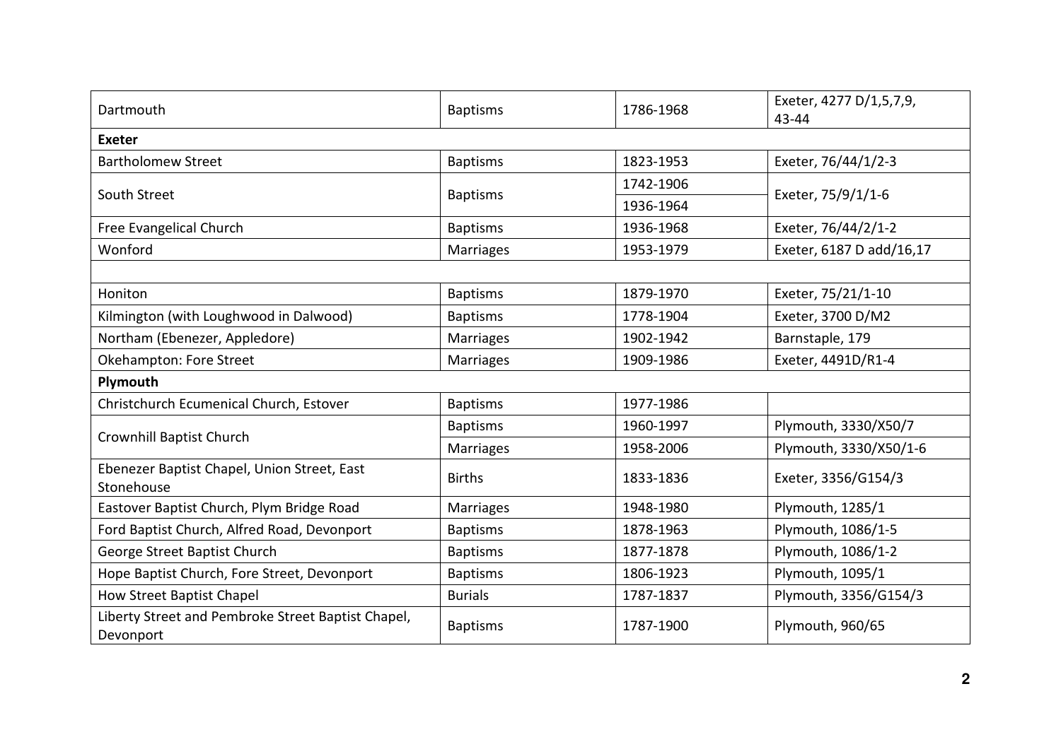| | | | |
|---|---|---|---|
| Dartmouth | Baptisms | 1786-1968 | Exeter, 4277 D/1,5,7,9, 43-44 |
| **Exeter** | | | |
| Bartholomew Street | Baptisms | 1823-1953 | Exeter, 76/44/1/2-3 |
| South Street | Baptisms | 1742-1906 | Exeter, 75/9/1/1-6 |
| | | 1936-1964 | |
| Free Evangelical Church | Baptisms | 1936-1968 | Exeter, 76/44/2/1-2 |
| Wonford | Marriages | 1953-1979 | Exeter, 6187 D add/16,17 |
| | | | |
| Honiton | Baptisms | 1879-1970 | Exeter, 75/21/1-10 |
| Kilmington (with Loughwood in Dalwood) | Baptisms | 1778-1904 | Exeter, 3700 D/M2 |
| Northam (Ebenezer, Appledore) | Marriages | 1902-1942 | Barnstaple, 179 |
| Okehampton: Fore Street | Marriages | 1909-1986 | Exeter, 4491D/R1-4 |
| **Plymouth** | | | |
| Christchurch Ecumenical Church, Estover | Baptisms | 1977-1986 | |
| Crownhill Baptist Church | Baptisms | 1960-1997 | Plymouth, 3330/X50/7 |
| | Marriages | 1958-2006 | Plymouth, 3330/X50/1-6 |
| Ebenezer Baptist Chapel, Union Street, East Stonehouse | Births | 1833-1836 | Exeter, 3356/G154/3 |
| Eastover Baptist Church, Plym Bridge Road | Marriages | 1948-1980 | Plymouth, 1285/1 |
| Ford Baptist Church, Alfred Road, Devonport | Baptisms | 1878-1963 | Plymouth, 1086/1-5 |
| George Street Baptist Church | Baptisms | 1877-1878 | Plymouth, 1086/1-2 |
| Hope Baptist Church, Fore Street, Devonport | Baptisms | 1806-1923 | Plymouth, 1095/1 |
| How Street Baptist Chapel | Burials | 1787-1837 | Plymouth, 3356/G154/3 |
| Liberty Street and Pembroke Street Baptist Chapel, Devonport | Baptisms | 1787-1900 | Plymouth, 960/65 |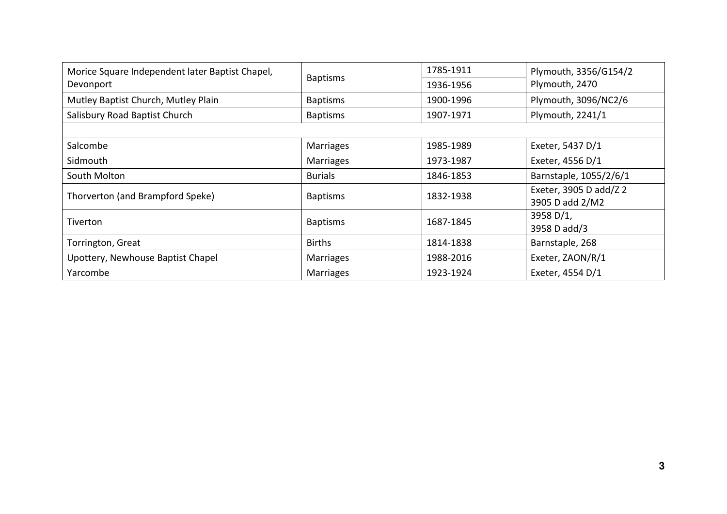| | | | |
|---|---|---|---|
| Morice Square Independent later Baptist Chapel, Devonport | Baptisms | 1785-1911<br>1936-1956 | Plymouth, 3356/G154/2<br>Plymouth, 2470 |
| Mutley Baptist Church, Mutley Plain | Baptisms | 1900-1996 | Plymouth, 3096/NC2/6 |
| Salisbury Road Baptist Church | Baptisms | 1907-1971 | Plymouth, 2241/1 |
| | | | |
| Salcombe | Marriages | 1985-1989 | Exeter, 5437 D/1 |
| Sidmouth | Marriages | 1973-1987 | Exeter, 4556 D/1 |
| South Molton | Burials | 1846-1853 | Barnstaple, 1055/2/6/1 |
| Thorverton (and Brampford Speke) | Baptisms | 1832-1938 | Exeter, 3905 D add/Z 2<br>3905 D add 2/M2 |
| Tiverton | Baptisms | 1687-1845 | 3958 D/1,<br>3958 D add/3 |
| Torrington, Great | Births | 1814-1838 | Barnstaple, 268 |
| Upottery, Newhouse Baptist Chapel | Marriages | 1988-2016 | Exeter, ZAON/R/1 |
| Yarcombe | Marriages | 1923-1924 | Exeter, 4554 D/1 |